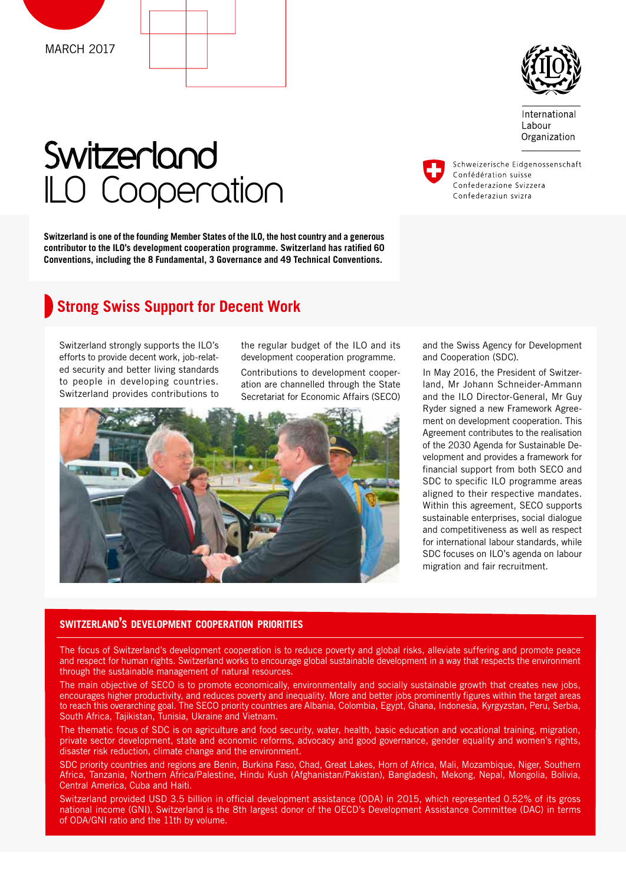MARCH 2017

International Labour Organization

Schweizerische Eidgenossenschaft
Confédération suisse
Confederazione Svizzera
Confederaziun svizra

# Switzerland ILO Cooperation

**Switzerland is one of the founding Member States of the ILO, the host country and a generous contributor to the ILO's development cooperation programme. Switzerland has ratified 60 Conventions, including the 8 Fundamental, 3 Governance and 49 Technical Conventions.**

## Strong Swiss Support for Decent Work

Switzerland strongly supports the ILO's efforts to provide decent work, job-related security and better living standards to people in developing countries. Switzerland provides contributions to the regular budget of the ILO and its development cooperation programme.

Contributions to development cooperation are channelled through the State Secretariat for Economic Affairs (SECO) and the Swiss Agency for Development and Cooperation (SDC).

In May 2016, the President of Switzerland, Mr Johann Schneider-Ammann and the ILO Director-General, Mr Guy Ryder signed a new Framework Agreement on development cooperation. This Agreement contributes to the realisation of the 2030 Agenda for Sustainable Development and provides a framework for financial support from both SECO and SDC to specific ILO programme areas aligned to their respective mandates. Within this agreement, SECO supports sustainable enterprises, social dialogue and competitiveness as well as respect for international labour standards, while SDC focuses on ILO's agenda on labour migration and fair recruitment.

### SWITZERLAND'S DEVELOPMENT COOPERATION PRIORITIES

The focus of Switzerland's development cooperation is to reduce poverty and global risks, alleviate suffering and promote peace and respect for human rights. Switzerland works to encourage global sustainable development in a way that respects the environment through the sustainable management of natural resources.

The main objective of SECO is to promote economically, environmentally and socially sustainable growth that creates new jobs, encourages higher productivity, and reduces poverty and inequality. More and better jobs prominently figures within the target areas to reach this overarching goal. The SECO priority countries are Albania, Colombia, Egypt, Ghana, Indonesia, Kyrgyzstan, Peru, Serbia, South Africa, Tajikistan, Tunisia, Ukraine and Vietnam.

The thematic focus of SDC is on agriculture and food security, water, health, basic education and vocational training, migration, private sector development, state and economic reforms, advocacy and good governance, gender equality and women's rights, disaster risk reduction, climate change and the environment.

SDC priority countries and regions are Benin, Burkina Faso, Chad, Great Lakes, Horn of Africa, Mali, Mozambique, Niger, Southern Africa, Tanzania, Northern Africa/Palestine, Hindu Kush (Afghanistan/Pakistan), Bangladesh, Mekong, Nepal, Mongolia, Bolivia, Central America, Cuba and Haiti.

Switzerland provided USD 3.5 billion in official development assistance (ODA) in 2015, which represented 0.52% of its gross national income (GNI). Switzerland is the 8th largest donor of the OECD's Development Assistance Committee (DAC) in terms of ODA/GNI ratio and the 11th by volume.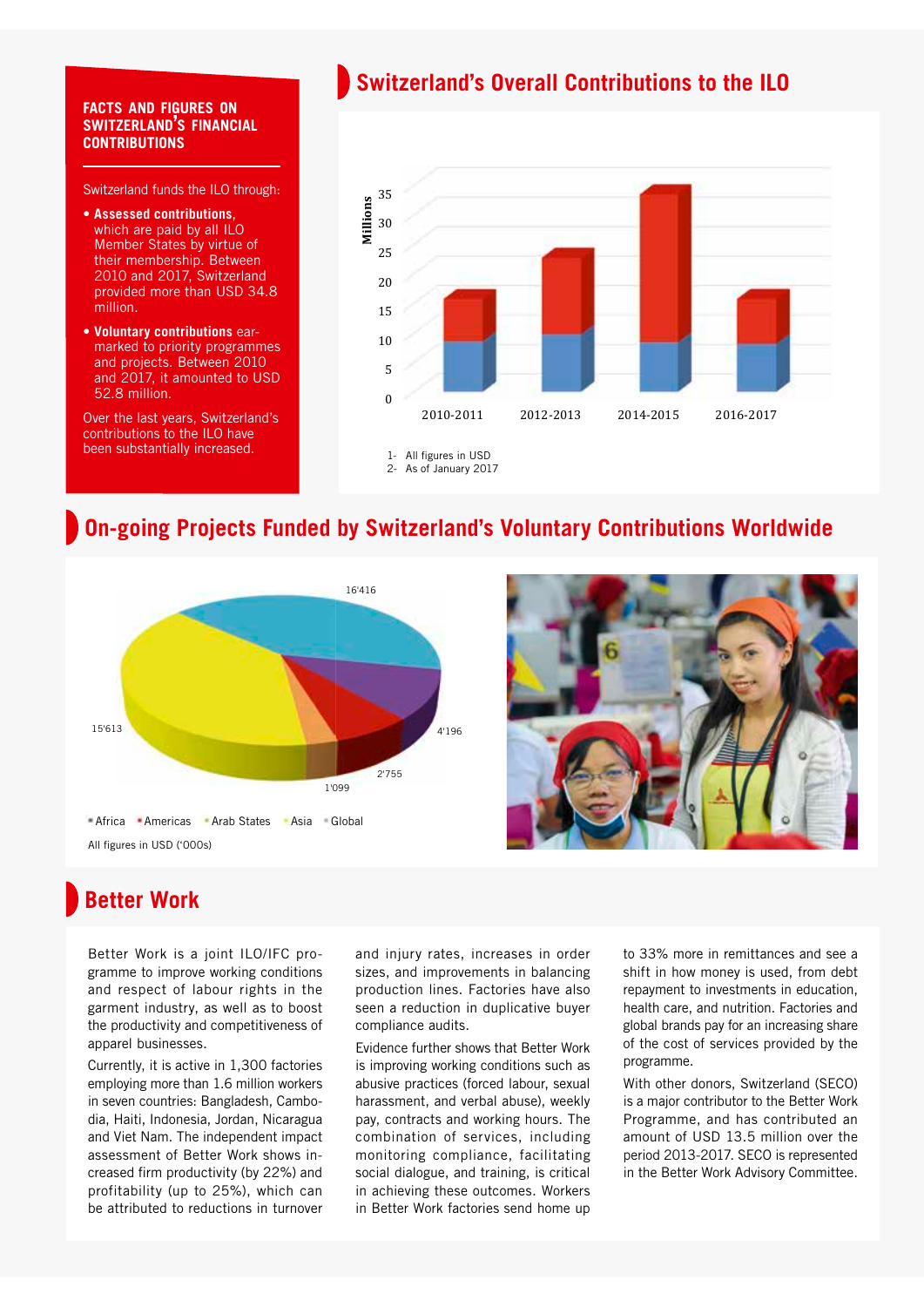**FACTS AND FIGURES ON SWITZERLAND'S FINANCIAL CONTRIBUTIONS**

Switzerland funds the ILO through:

- **Assessed contributions**, which are paid by all ILO Member States by virtue of their membership. Between 2010 and 2017, Switzerland provided more than USD 34.8 million.
- **Voluntary contributions** ear-marked to priority programmes and projects. Between 2010 and 2017, it amounted to USD 52.8 million.

Over the last years, Switzerland's contributions to the ILO have been substantially increased.

## Switzerland's Overall Contributions to the ILO

Millions

35
30
25
20
15
10
5
0

2010-2011 2012-2013 2014-2015 2016-2017

1- All figures in USD
2- As of January 2017

## On-going Projects Funded by Switzerland's Voluntary Contributions Worldwide

16'416
4'196
2'755
1'099
15'613

Africa Americas Arab States Asia Global

All figures in USD ('000s)

## Better Work

Better Work is a joint ILO/IFC programme to improve working conditions and respect of labour rights in the garment industry, as well as to boost the productivity and competitiveness of apparel businesses.

Currently, it is active in 1,300 factories employing more than 1.6 million workers in seven countries: Bangladesh, Cambodia, Haiti, Indonesia, Jordan, Nicaragua and Viet Nam. The independent impact assessment of Better Work shows increased firm productivity (by 22%) and profitability (up to 25%), which can be attributed to reductions in turnover and injury rates, increases in order sizes, and improvements in balancing production lines. Factories have also seen a reduction in duplicative buyer compliance audits.

Evidence further shows that Better Work is improving working conditions such as abusive practices (forced labour, sexual harassment, and verbal abuse), weekly pay, contracts and working hours. The combination of services, including monitoring compliance, facilitating social dialogue, and training, is critical in achieving these outcomes. Workers in Better Work factories send home up to 33% more in remittances and see a shift in how money is used, from debt repayment to investments in education, health care, and nutrition. Factories and global brands pay for an increasing share of the cost of services provided by the programme.

With other donors, Switzerland (SECO) is a major contributor to the Better Work Programme, and has contributed an amount of USD 13.5 million over the period 2013-2017. SECO is represented in the Better Work Advisory Committee.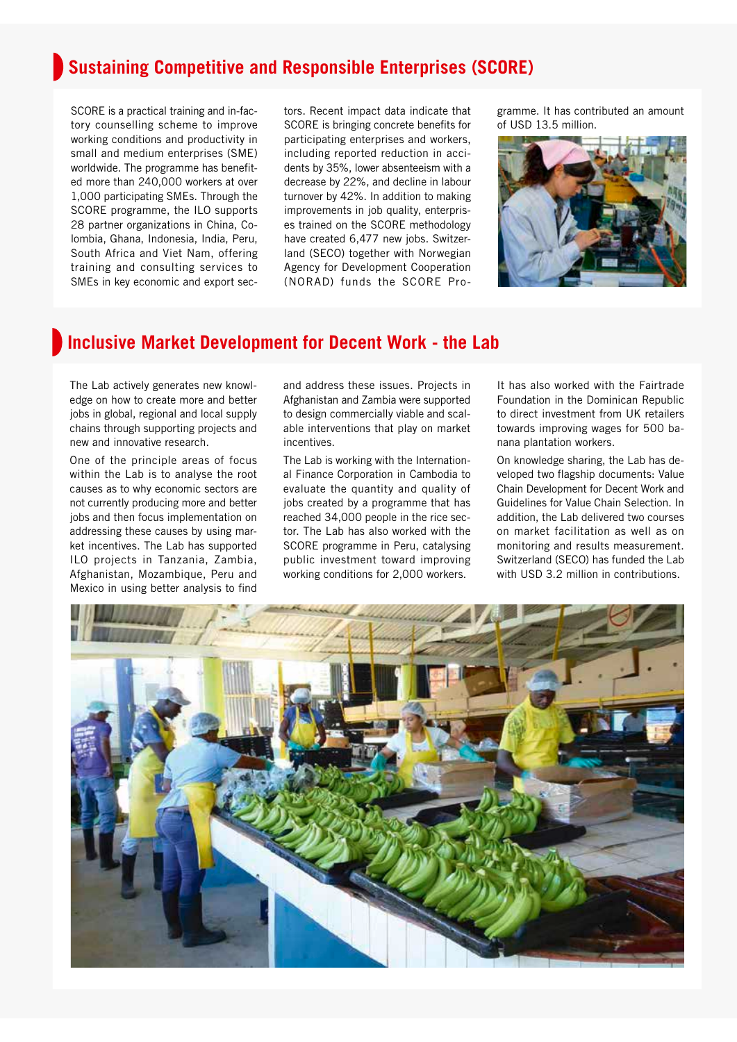## Sustaining Competitive and Responsible Enterprises (SCORE)

SCORE is a practical training and in-factory counselling scheme to improve working conditions and productivity in small and medium enterprises (SME) worldwide. The programme has benefited more than 240,000 workers at over 1,000 participating SMEs. Through the SCORE programme, the ILO supports 28 partner organizations in China, Colombia, Ghana, Indonesia, India, Peru, South Africa and Viet Nam, offering training and consulting services to SMEs in key economic and export sectors. Recent impact data indicate that SCORE is bringing concrete benefits for participating enterprises and workers, including reported reduction in accidents by 35%, lower absenteeism with a decrease by 22%, and decline in labour turnover by 42%. In addition to making improvements in job quality, enterprises trained on the SCORE methodology have created 6,477 new jobs. Switzerland (SECO) together with Norwegian Agency for Development Cooperation (NORAD) funds the SCORE Programme. It has contributed an amount of USD 13.5 million.

## Inclusive Market Development for Decent Work - the Lab

The Lab actively generates new knowledge on how to create more and better jobs in global, regional and local supply chains through supporting projects and new and innovative research.

One of the principle areas of focus within the Lab is to analyse the root causes as to why economic sectors are not currently producing more and better jobs and then focus implementation on addressing these causes by using market incentives. The Lab has supported ILO projects in Tanzania, Zambia, Afghanistan, Mozambique, Peru and Mexico in using better analysis to find and address these issues. Projects in Afghanistan and Zambia were supported to design commercially viable and scalable interventions that play on market incentives.

The Lab is working with the International Finance Corporation in Cambodia to evaluate the quantity and quality of jobs created by a programme that has reached 34,000 people in the rice sector. The Lab has also worked with the SCORE programme in Peru, catalysing public investment toward improving working conditions for 2,000 workers. It has also worked with the Fairtrade Foundation in the Dominican Republic to direct investment from UK retailers towards improving wages for 500 banana plantation workers.

On knowledge sharing, the Lab has developed two flagship documents: Value Chain Development for Decent Work and Guidelines for Value Chain Selection. In addition, the Lab delivered two courses on market facilitation as well as on monitoring and results measurement. Switzerland (SECO) has funded the Lab with USD 3.2 million in contributions.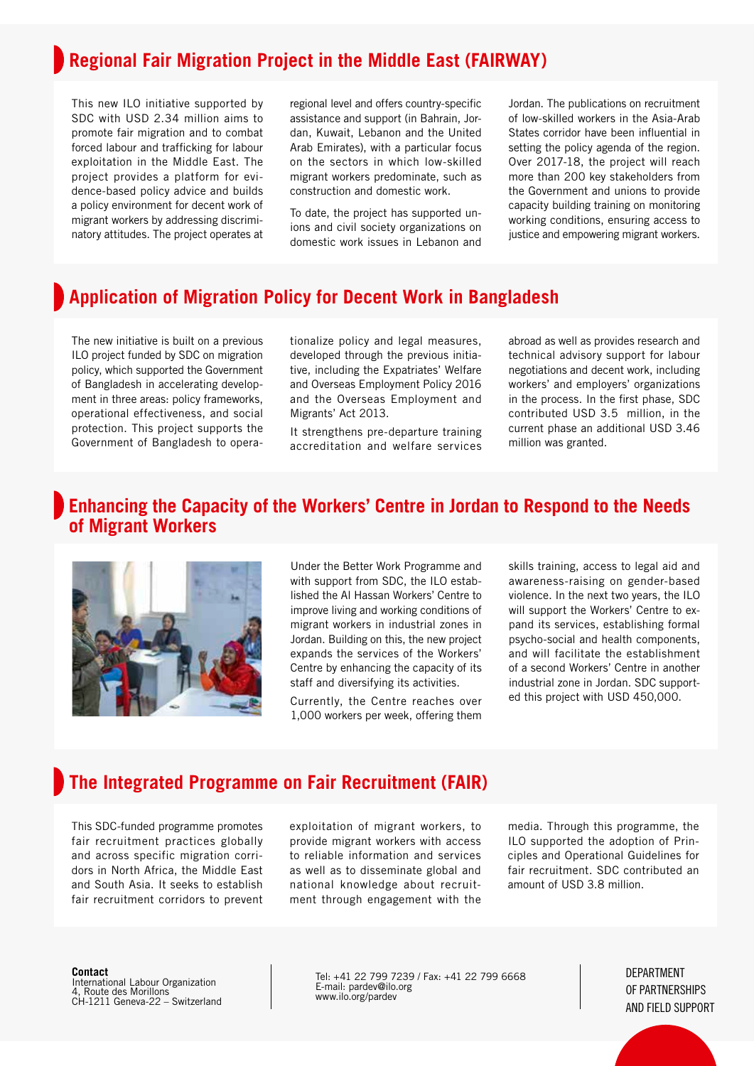## Regional Fair Migration Project in the Middle East (FAIRWAY)

This new ILO initiative supported by SDC with USD 2.34 million aims to promote fair migration and to combat forced labour and trafficking for labour exploitation in the Middle East. The project provides a platform for evidence-based policy advice and builds a policy environment for decent work of migrant workers by addressing discriminatory attitudes. The project operates at regional level and offers country-specific assistance and support (in Bahrain, Jordan, Kuwait, Lebanon and the United Arab Emirates), with a particular focus on the sectors in which low-skilled migrant workers predominate, such as construction and domestic work.

To date, the project has supported unions and civil society organizations on domestic work issues in Lebanon and Jordan. The publications on recruitment of low-skilled workers in the Asia-Arab States corridor have been influential in setting the policy agenda of the region. Over 2017-18, the project will reach more than 200 key stakeholders from the Government and unions to provide capacity building training on monitoring working conditions, ensuring access to justice and empowering migrant workers.

## Application of Migration Policy for Decent Work in Bangladesh

The new initiative is built on a previous ILO project funded by SDC on migration policy, which supported the Government of Bangladesh in accelerating development in three areas: policy frameworks, operational effectiveness, and social protection. This project supports the Government of Bangladesh to operationalize policy and legal measures, developed through the previous initiative, including the Expatriates' Welfare and Overseas Employment Policy 2016 and the Overseas Employment and Migrants' Act 2013.

It strengthens pre-departure training accreditation and welfare services abroad as well as provides research and technical advisory support for labour negotiations and decent work, including workers' and employers' organizations in the process. In the first phase, SDC contributed USD 3.5 million, in the current phase an additional USD 3.46 million was granted.

## Enhancing the Capacity of the Workers' Centre in Jordan to Respond to the Needs of Migrant Workers

Under the Better Work Programme and with support from SDC, the ILO established the Al Hassan Workers' Centre to improve living and working conditions of migrant workers in industrial zones in Jordan. Building on this, the new project expands the services of the Workers' Centre by enhancing the capacity of its staff and diversifying its activities.

Currently, the Centre reaches over 1,000 workers per week, offering them skills training, access to legal aid and awareness-raising on gender-based violence. In the next two years, the ILO will support the Workers' Centre to expand its services, establishing formal psycho-social and health components, and will facilitate the establishment of a second Workers' Centre in another industrial zone in Jordan. SDC supported this project with USD 450,000.

## The Integrated Programme on Fair Recruitment (FAIR)

This SDC-funded programme promotes fair recruitment practices globally and across specific migration corridors in North Africa, the Middle East and South Asia. It seeks to establish fair recruitment corridors to prevent exploitation of migrant workers, to provide migrant workers with access to reliable information and services as well as to disseminate global and national knowledge about recruitment through engagement with the media. Through this programme, the ILO supported the adoption of Principles and Operational Guidelines for fair recruitment. SDC contributed an amount of USD 3.8 million.

**Contact**
International Labour Organization
4, Route des Morillons
CH-1211 Geneva-22 – Switzerland

Tel: +41 22 799 7239 / Fax: +41 22 799 6668
E-mail: pardev@ilo.org
www.ilo.org/pardev

DEPARTMENT
OF PARTNERSHIPS
AND FIELD SUPPORT